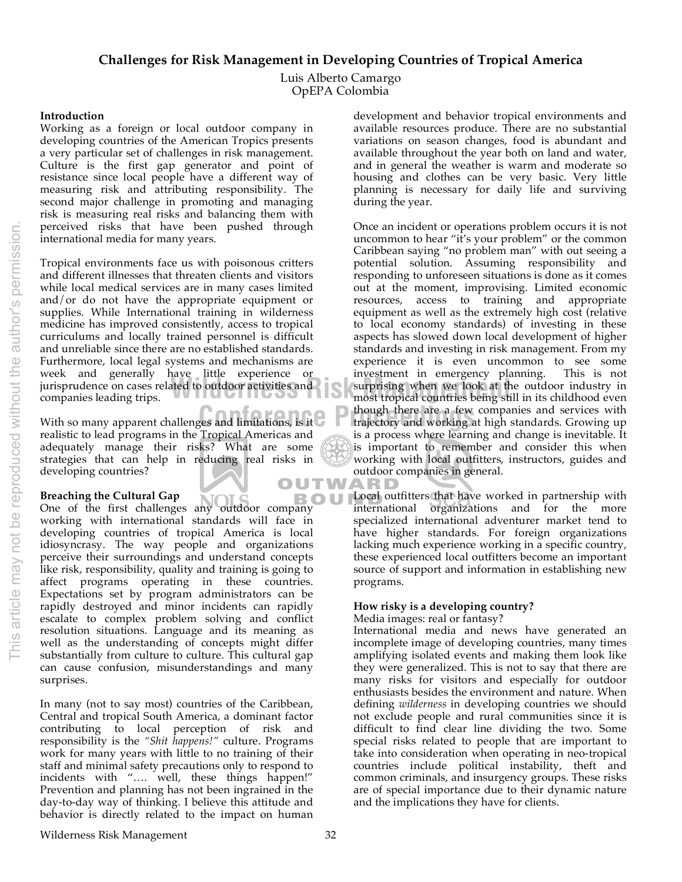# Challenges for Risk Management in Developing Countries of Tropical America

Luis Alberto Camargo
OpEPA Colombia

## Introduction

Working as a foreign or local outdoor company in developing countries of the American Tropics presents a very particular set of challenges in risk management. Culture is the first gap generator and point of resistance since local people have a different way of measuring risk and attributing responsibility. The second major challenge in promoting and managing risk is measuring real risks and balancing them with perceived risks that have been pushed through international media for many years.

Tropical environments face us with poisonous critters and different illnesses that threaten clients and visitors while local medical services are in many cases limited and/or do not have the appropriate equipment or supplies. While International training in wilderness medicine has improved consistently, access to tropical curriculums and locally trained personnel is difficult and unreliable since there are no established standards. Furthermore, local legal systems and mechanisms are week and generally have little experience or jurisprudence on cases related to outdoor activities and companies leading trips.

With so many apparent challenges and limitations, is it realistic to lead programs in the Tropical Americas and adequately manage their risks? What are some strategies that can help in reducing real risks in developing countries?

## Breaching the Cultural Gap

One of the first challenges any outdoor company working with international standards will face in developing countries of tropical America is local idiosyncrasy. The way people and organizations perceive their surroundings and understand concepts like risk, responsibility, quality and training is going to affect programs operating in these countries. Expectations set by program administrators can be rapidly destroyed and minor incidents can rapidly escalate to complex problem solving and conflict resolution situations. Language and its meaning as well as the understanding of concepts might differ substantially from culture to culture. This cultural gap can cause confusion, misunderstandings and many surprises.

In many (not to say most) countries of the Caribbean, Central and tropical South America, a dominant factor contributing to local perception of risk and responsibility is the *"Shit happens!"* culture. Programs work for many years with little to no training of their staff and minimal safety precautions only to respond to incidents with "…. well, these things happen!" Prevention and planning has not been ingrained in the day-to-day way of thinking. I believe this attitude and behavior is directly related to the impact on human development and behavior tropical environments and available resources produce. There are no substantial variations on season changes, food is abundant and available throughout the year both on land and water, and in general the weather is warm and moderate so housing and clothes can be very basic. Very little planning is necessary for daily life and surviving during the year.

Once an incident or operations problem occurs it is not uncommon to hear "it's your problem" or the common Caribbean saying "no problem man" with out seeing a potential solution. Assuming responsibility and responding to unforeseen situations is done as it comes out at the moment, improvising. Limited economic resources, access to training and appropriate equipment as well as the extremely high cost (relative to local economy standards) of investing in these aspects has slowed down local development of higher standards and investing in risk management. From my experience it is even uncommon to see some investment in emergency planning. This is not surprising when we look at the outdoor industry in most tropical countries being still in its childhood even though there are a few companies and services with trajectory and working at high standards. Growing up is a process where learning and change is inevitable. It is important to remember and consider this when working with local outfitters, instructors, guides and outdoor companies in general.

Local outfitters that have worked in partnership with international organizations and for the more specialized international adventurer market tend to have higher standards. For foreign organizations lacking much experience working in a specific country, these experienced local outfitters become an important source of support and information in establishing new programs.

## How risky is a developing country?

Media images: real or fantasy?

International media and news have generated an incomplete image of developing countries, many times amplifying isolated events and making them look like they were generalized. This is not to say that there are many risks for visitors and especially for outdoor enthusiasts besides the environment and nature. When defining *wilderness* in developing countries we should not exclude people and rural communities since it is difficult to find clear line dividing the two. Some special risks related to people that are important to take into consideration when operating in neo-tropical countries include political instability, theft and common criminals, and insurgency groups. These risks are of special importance due to their dynamic nature and the implications they have for clients.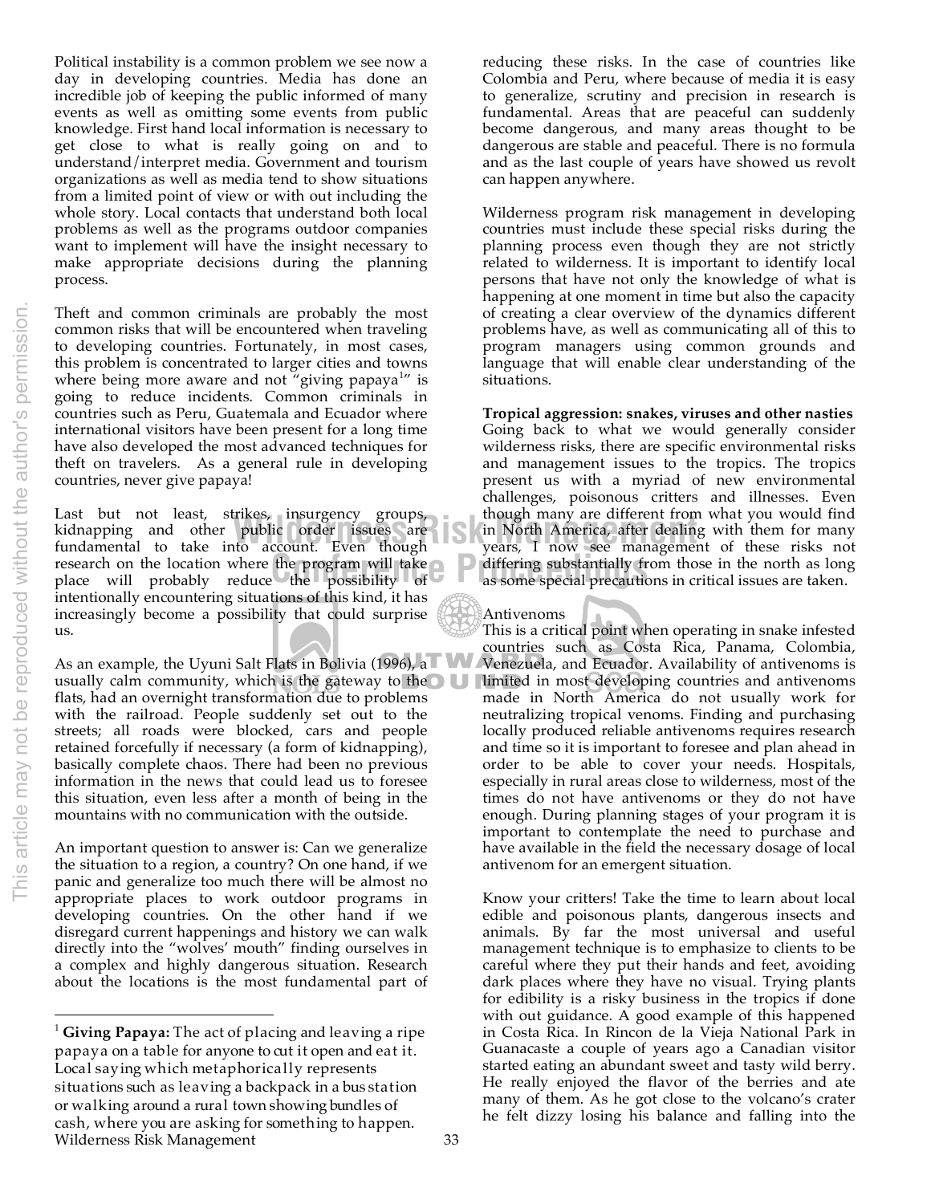Political instability is a common problem we see now a day in developing countries. Media has done an incredible job of keeping the public informed of many events as well as omitting some events from public knowledge. First hand local information is necessary to get close to what is really going on and to understand/interpret media. Government and tourism organizations as well as media tend to show situations from a limited point of view or with out including the whole story. Local contacts that understand both local problems as well as the programs outdoor companies want to implement will have the insight necessary to make appropriate decisions during the planning process.

Theft and common criminals are probably the most common risks that will be encountered when traveling to developing countries. Fortunately, in most cases, this problem is concentrated to larger cities and towns where being more aware and not "giving papaya[1]" is going to reduce incidents. Common criminals in countries such as Peru, Guatemala and Ecuador where international visitors have been present for a long time have also developed the most advanced techniques for theft on travelers. As a general rule in developing countries, never give papaya!

Last but not least, strikes, insurgency groups, kidnapping and other public order issues are fundamental to take into account. Even though research on the location where the program will take place will probably reduce the possibility of intentionally encountering situations of this kind, it has increasingly become a possibility that could surprise us.

As an example, the Uyuni Salt Flats in Bolivia (1996), a usually calm community, which is the gateway to the flats, had an overnight transformation due to problems with the railroad. People suddenly set out to the streets; all roads were blocked, cars and people retained forcefully if necessary (a form of kidnapping), basically complete chaos. There had been no previous information in the news that could lead us to foresee this situation, even less after a month of being in the mountains with no communication with the outside.

An important question to answer is: Can we generalize the situation to a region, a country? On one hand, if we panic and generalize too much there will be almost no appropriate places to work outdoor programs in developing countries. On the other hand if we disregard current happenings and history we can walk directly into the "wolves' mouth" finding ourselves in a complex and highly dangerous situation. Research about the locations is the most fundamental part of reducing these risks. In the case of countries like Colombia and Peru, where because of media it is easy to generalize, scrutiny and precision in research is fundamental. Areas that are peaceful can suddenly become dangerous, and many areas thought to be dangerous are stable and peaceful. There is no formula and as the last couple of years have showed us revolt can happen anywhere.

Wilderness program risk management in developing countries must include these special risks during the planning process even though they are not strictly related to wilderness. It is important to identify local persons that have not only the knowledge of what is happening at one moment in time but also the capacity of creating a clear overview of the dynamics different problems have, as well as communicating all of this to program managers using common grounds and language that will enable clear understanding of the situations.

**Tropical aggression: snakes, viruses and other nasties**
Going back to what we would generally consider wilderness risks, there are specific environmental risks and management issues to the tropics. The tropics present us with a myriad of new environmental challenges, poisonous critters and illnesses. Even though many are different from what you would find in North America, after dealing with them for many years, I now see management of these risks not differing substantially from those in the north as long as some special precautions in critical issues are taken.

Antivenoms
This is a critical point when operating in snake infested countries such as Costa Rica, Panama, Colombia, Venezuela, and Ecuador. Availability of antivenoms is limited in most developing countries and antivenoms made in North America do not usually work for neutralizing tropical venoms. Finding and purchasing locally produced reliable antivenoms requires research and time so it is important to foresee and plan ahead in order to be able to cover your needs. Hospitals, especially in rural areas close to wilderness, most of the times do not have antivenoms or they do not have enough. During planning stages of your program it is important to contemplate the need to purchase and have available in the field the necessary dosage of local antivenom for an emergent situation.

Know your critters! Take the time to learn about local edible and poisonous plants, dangerous insects and animals. By far the most universal and useful management technique is to emphasize to clients to be careful where they put their hands and feet, avoiding dark places where they have no visual. Trying plants for edibility is a risky business in the tropics if done with out guidance. A good example of this happened in Costa Rica. In Rincon de la Vieja National Park in Guanacaste a couple of years ago a Canadian visitor started eating an abundant sweet and tasty wild berry. He really enjoyed the flavor of the berries and ate many of them. As he got close to the volcano's crater he felt dizzy losing his balance and falling into the

[1] **Giving Papaya:** The act of placing and leaving a ripe papaya on a table for anyone to cut it open and eat it. Local saying which metaphorically represents situations such as leaving a backpack in a bus station or walking around a rural town showing bundles of cash, where you are asking for something to happen.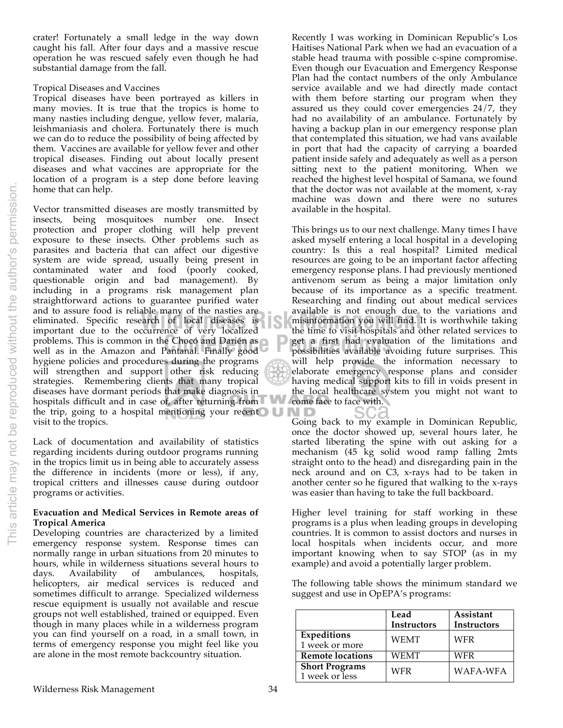crater! Fortunately a small ledge in the way down caught his fall. After four days and a massive rescue operation he was rescued safely even though he had substantial damage from the fall.

Tropical Diseases and Vaccines

Tropical diseases have been portrayed as killers in many movies. It is true that the tropics is home to many nasties including dengue, yellow fever, malaria, leishmaniasis and cholera. Fortunately there is much we can do to reduce the possibility of being affected by them. Vaccines are available for yellow fever and other tropical diseases. Finding out about locally present diseases and what vaccines are appropriate for the location of a program is a step done before leaving home that can help.

Vector transmitted diseases are mostly transmitted by insects, being mosquitoes number one. Insect protection and proper clothing will help prevent exposure to these insects. Other problems such as parasites and bacteria that can affect our digestive system are wide spread, usually being present in contaminated water and food (poorly cooked, questionable origin and bad management). By including in a programs risk management plan straightforward actions to guarantee purified water and to assure food is reliable many of the nasties are eliminated. Specific research of local diseases is important due to the occurrence of very localized problems. This is common in the Chocó and Darién as well as in the Amazon and Pantanal. Finally good hygiene policies and procedures during the programs will strengthen and support other risk reducing strategies. Remembering clients that many tropical diseases have dormant periods that make diagnosis in hospitals difficult and in case of, after returning from the trip, going to a hospital mentioning your recent visit to the tropics.

Lack of documentation and availability of statistics regarding incidents during outdoor programs running in the tropics limit us in being able to accurately assess the difference in incidents (more or less), if any, tropical critters and illnesses cause during outdoor programs or activities.

**Evacuation and Medical Services in Remote areas of Tropical America**

Developing countries are characterized by a limited emergency response system. Response times can normally range in urban situations from 20 minutes to hours, while in wilderness situations several hours to days. Availability of ambulances, hospitals, helicopters, air medical services is reduced and sometimes difficult to arrange. Specialized wilderness rescue equipment is usually not available and rescue groups not well established, trained or equipped. Even though in many places while in a wilderness program you can find yourself on a road, in a small town, in terms of emergency response you might feel like you are alone in the most remote backcountry situation.

Recently I was working in Dominican Republic's Los Haitises National Park when we had an evacuation of a stable head trauma with possible c-spine compromise. Even though our Evacuation and Emergency Response Plan had the contact numbers of the only Ambulance service available and we had directly made contact with them before starting our program when they assured us they could cover emergencies 24/7, they had no availability of an ambulance. Fortunately by having a backup plan in our emergency response plan that contemplated this situation, we had vans available in port that had the capacity of carrying a boarded patient inside safely and adequately as well as a person sitting next to the patient monitoring. When we reached the highest level hospital of Samana, we found that the doctor was not available at the moment, x-ray machine was down and there were no sutures available in the hospital.

This brings us to our next challenge. Many times I have asked myself entering a local hospital in a developing country: Is this a real hospital? Limited medical resources are going to be an important factor affecting emergency response plans. I had previously mentioned antivenom serum as being a major limitation only because of its importance as a specific treatment. Researching and finding out about medical services available is not enough due to the variations and misinformation you will find. It is worthwhile taking the time to visit hospitals and other related services to get a first had evaluation of the limitations and possibilities available avoiding future surprises. This will help provide the information necessary to elaborate emergency response plans and consider having medical support kits to fill in voids present in the local healthcare system you might not want to come face to face with.

Going back to my example in Dominican Republic, once the doctor showed up, several hours later, he started liberating the spine with out asking for a mechanism (45 kg solid wood ramp falling 2mts straight onto to the head) and disregarding pain in the neck around and on C3, x-rays had to be taken in another center so he figured that walking to the x-rays was easier than having to take the full backboard.

Higher level training for staff working in these programs is a plus when leading groups in developing countries. It is common to assist doctors and nurses in local hospitals when incidents occur, and more important knowing when to say STOP (as in my example) and avoid a potentially larger problem.

The following table shows the minimum standard we suggest and use in OpEPA's programs:

| | **Lead Instructors** | **Assistant Instructors** |
|---|---|---|
| **Expeditions** 1 week or more | WEMT | WFR |
| **Remote locations** | WEMT | WFR |
| **Short Programs** 1 week or less | WFR | WAFA-WFA |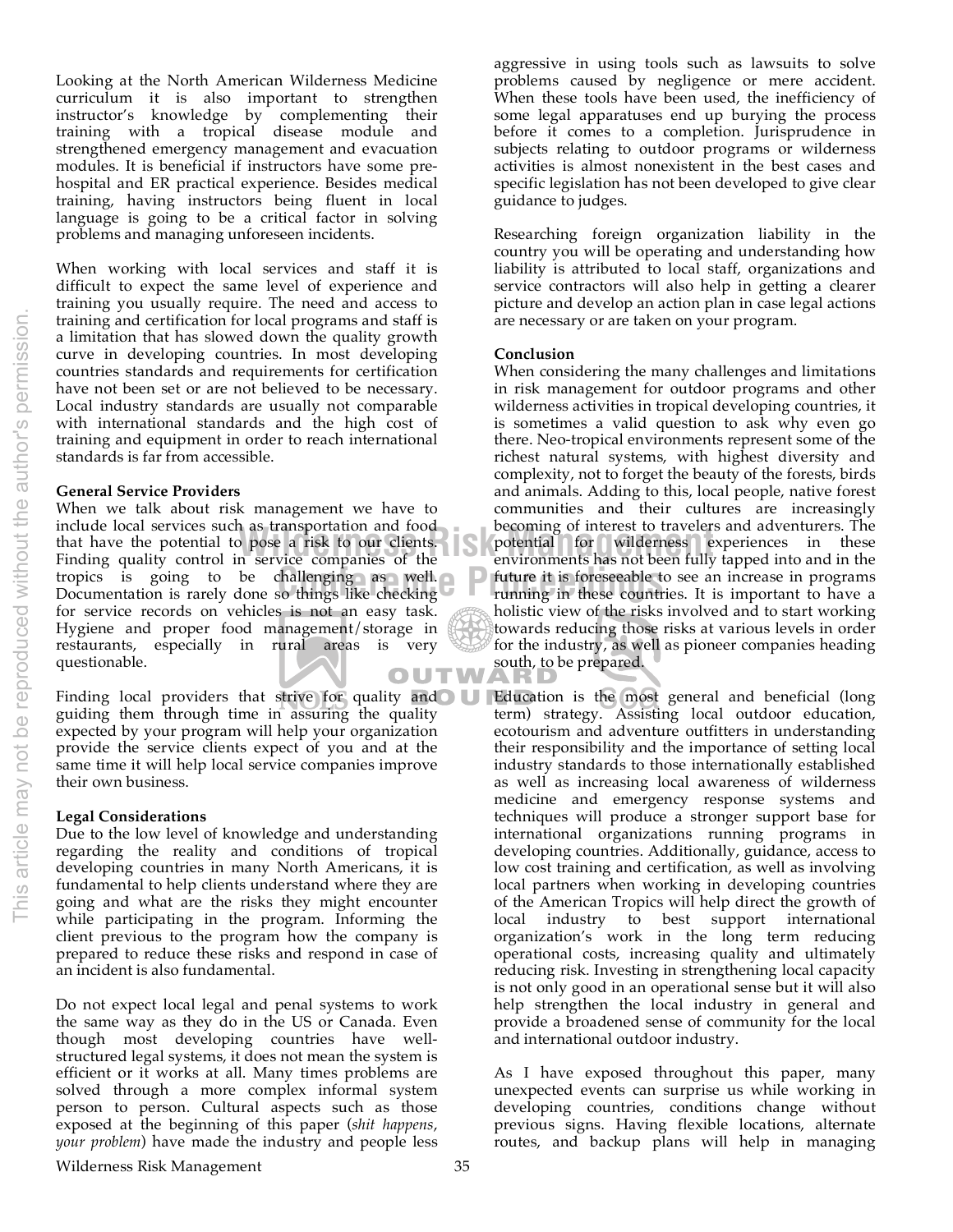Looking at the North American Wilderness Medicine curriculum it is also important to strengthen instructor's knowledge by complementing their training with a tropical disease module and strengthened emergency management and evacuation modules. It is beneficial if instructors have some pre-hospital and ER practical experience. Besides medical training, having instructors being fluent in local language is going to be a critical factor in solving problems and managing unforeseen incidents.

When working with local services and staff it is difficult to expect the same level of experience and training you usually require. The need and access to training and certification for local programs and staff is a limitation that has slowed down the quality growth curve in developing countries. In most developing countries standards and requirements for certification have not been set or are not believed to be necessary. Local industry standards are usually not comparable with international standards and the high cost of training and equipment in order to reach international standards is far from accessible.

**General Service Providers**

When we talk about risk management we have to include local services such as transportation and food that have the potential to pose a risk to our clients. Finding quality control in service companies of the tropics is going to be challenging as well. Documentation is rarely done so things like checking for service records on vehicles is not an easy task. Hygiene and proper food management/storage in restaurants, especially in rural areas is very questionable.

Finding local providers that strive for quality and guiding them through time in assuring the quality expected by your program will help your organization provide the service clients expect of you and at the same time it will help local service companies improve their own business.

**Legal Considerations**

Due to the low level of knowledge and understanding regarding the reality and conditions of tropical developing countries in many North Americans, it is fundamental to help clients understand where they are going and what are the risks they might encounter while participating in the program. Informing the client previous to the program how the company is prepared to reduce these risks and respond in case of an incident is also fundamental.

Do not expect local legal and penal systems to work the same way as they do in the US or Canada. Even though most developing countries have well-structured legal systems, it does not mean the system is efficient or it works at all. Many times problems are solved through a more complex informal system person to person. Cultural aspects such as those exposed at the beginning of this paper (*shit happens, your problem*) have made the industry and people less aggressive in using tools such as lawsuits to solve problems caused by negligence or mere accident. When these tools have been used, the inefficiency of some legal apparatuses end up burying the process before it comes to a completion. Jurisprudence in subjects relating to outdoor programs or wilderness activities is almost nonexistent in the best cases and specific legislation has not been developed to give clear guidance to judges.

Researching foreign organization liability in the country you will be operating and understanding how liability is attributed to local staff, organizations and service contractors will also help in getting a clearer picture and develop an action plan in case legal actions are necessary or are taken on your program.

**Conclusion**

When considering the many challenges and limitations in risk management for outdoor programs and other wilderness activities in tropical developing countries, it is sometimes a valid question to ask why even go there. Neo-tropical environments represent some of the richest natural systems, with highest diversity and complexity, not to forget the beauty of the forests, birds and animals. Adding to this, local people, native forest communities and their cultures are increasingly becoming of interest to travelers and adventurers. The potential for wilderness experiences in these environments has not been fully tapped into and in the future it is foreseeable to see an increase in programs running in these countries. It is important to have a holistic view of the risks involved and to start working towards reducing those risks at various levels in order for the industry, as well as pioneer companies heading south, to be prepared.

Education is the most general and beneficial (long term) strategy. Assisting local outdoor education, ecotourism and adventure outfitters in understanding their responsibility and the importance of setting local industry standards to those internationally established as well as increasing local awareness of wilderness medicine and emergency response systems and techniques will produce a stronger support base for international organizations running programs in developing countries. Additionally, guidance, access to low cost training and certification, as well as involving local partners when working in developing countries of the American Tropics will help direct the growth of local industry to best support international organization's work in the long term reducing operational costs, increasing quality and ultimately reducing risk. Investing in strengthening local capacity is not only good in an operational sense but it will also help strengthen the local industry in general and provide a broadened sense of community for the local and international outdoor industry.

As I have exposed throughout this paper, many unexpected events can surprise us while working in developing countries, conditions change without previous signs. Having flexible locations, alternate routes, and backup plans will help in managing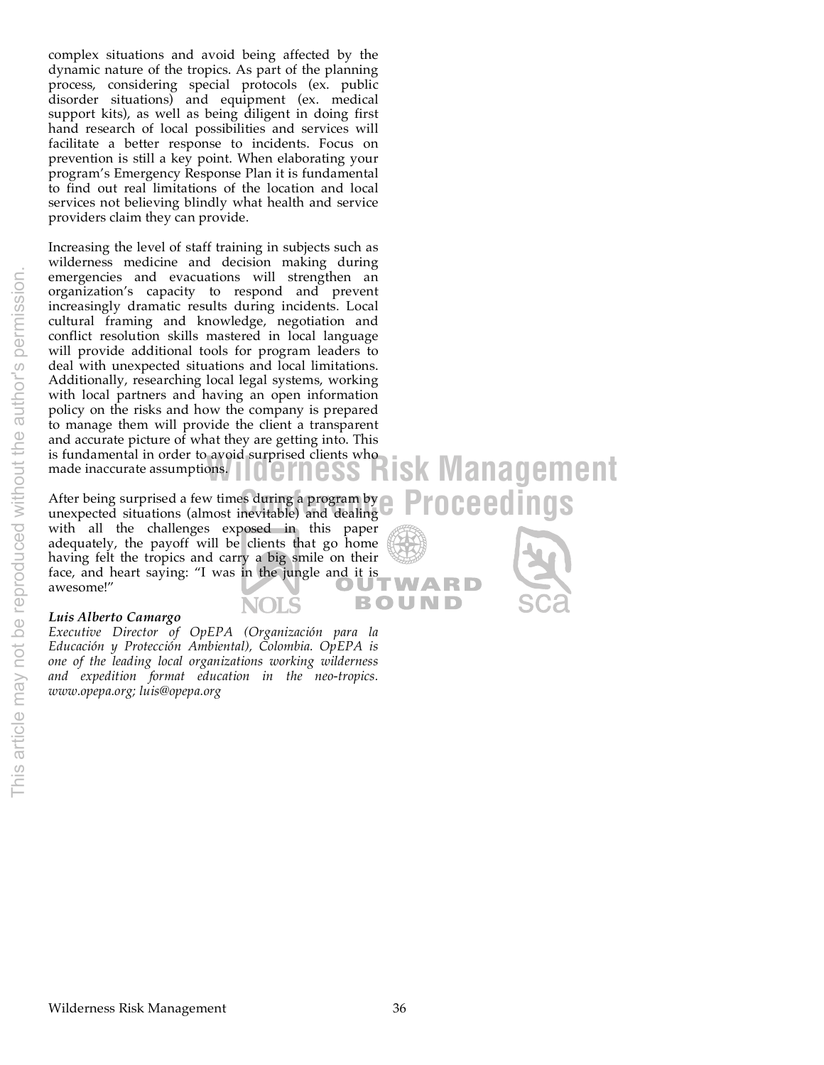complex situations and avoid being affected by the dynamic nature of the tropics. As part of the planning process, considering special protocols (ex. public disorder situations) and equipment (ex. medical support kits), as well as being diligent in doing first hand research of local possibilities and services will facilitate a better response to incidents. Focus on prevention is still a key point. When elaborating your program's Emergency Response Plan it is fundamental to find out real limitations of the location and local services not believing blindly what health and service providers claim they can provide.

Increasing the level of staff training in subjects such as wilderness medicine and decision making during emergencies and evacuations will strengthen an organization's capacity to respond and prevent increasingly dramatic results during incidents. Local cultural framing and knowledge, negotiation and conflict resolution skills mastered in local language will provide additional tools for program leaders to deal with unexpected situations and local limitations. Additionally, researching local legal systems, working with local partners and having an open information policy on the risks and how the company is prepared to manage them will provide the client a transparent and accurate picture of what they are getting into. This is fundamental in order to avoid surprised clients who made inaccurate assumptions.

After being surprised a few times during a program by unexpected situations (almost inevitable) and dealing with all the challenges exposed in this paper adequately, the payoff will be clients that go home having felt the tropics and carry a big smile on their face, and heart saying: "I was in the jungle and it is awesome!"

***Luis Alberto Camargo***

*Executive Director of OpEPA (Organización para la Educación y Protección Ambiental), Colombia. OpEPA is one of the leading local organizations working wilderness and expedition format education in the neo-tropics. www.opepa.org; luis@opepa.org*